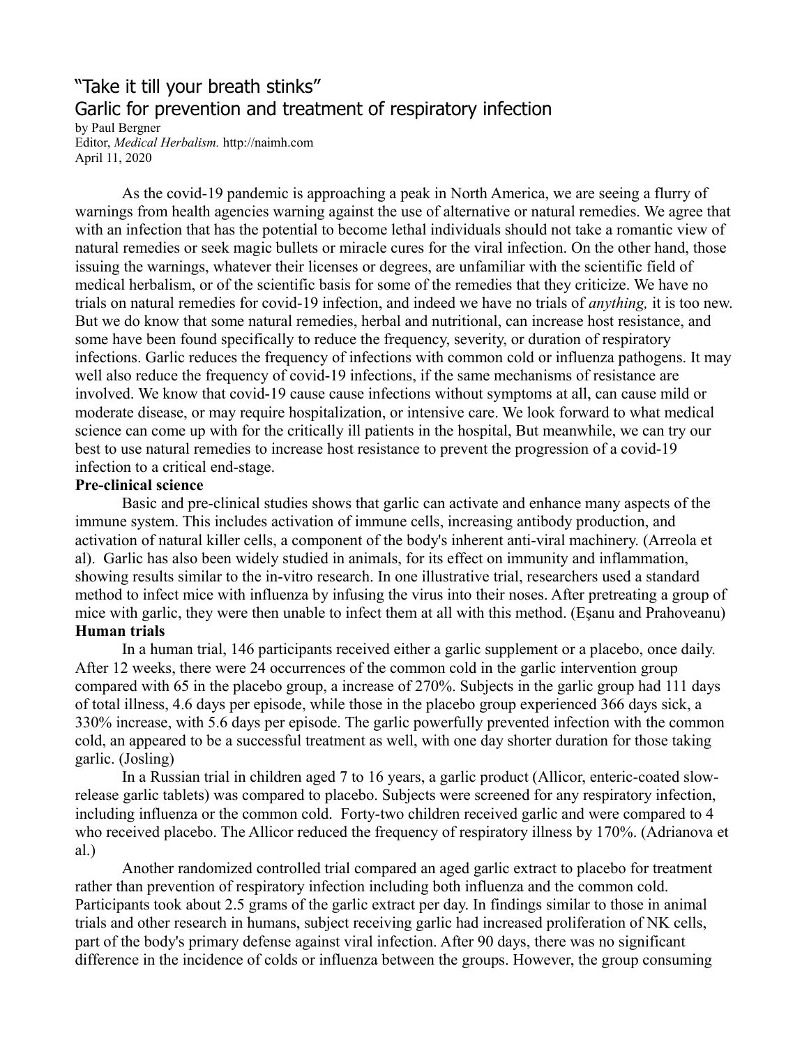# "Take it till your breath stinks"
## Garlic for prevention and treatment of respiratory infection

by Paul Bergner
Editor, *Medical Herbalism.* http://naimh.com
April 11, 2020

As the covid-19 pandemic is approaching a peak in North America, we are seeing a flurry of warnings from health agencies warning against the use of alternative or natural remedies. We agree that with an infection that has the potential to become lethal individuals should not take a romantic view of natural remedies or seek magic bullets or miracle cures for the viral infection. On the other hand, those issuing the warnings, whatever their licenses or degrees, are unfamiliar with the scientific field of medical herbalism, or of the scientific basis for some of the remedies that they criticize. We have no trials on natural remedies for covid-19 infection, and indeed we have no trials of *anything,* it is too new. But we do know that some natural remedies, herbal and nutritional, can increase host resistance, and some have been found specifically to reduce the frequency, severity, or duration of respiratory infections. Garlic reduces the frequency of infections with common cold or influenza pathogens. It may well also reduce the frequency of covid-19 infections, if the same mechanisms of resistance are involved. We know that covid-19 cause cause infections without symptoms at all, can cause mild or moderate disease, or may require hospitalization, or intensive care. We look forward to what medical science can come up with for the critically ill patients in the hospital, But meanwhile, we can try our best to use natural remedies to increase host resistance to prevent the progression of a covid-19 infection to a critical end-stage.

**Pre-clinical science**

Basic and pre-clinical studies shows that garlic can activate and enhance many aspects of the immune system. This includes activation of immune cells, increasing antibody production, and activation of natural killer cells, a component of the body's inherent anti-viral machinery. (Arreola et al). Garlic has also been widely studied in animals, for its effect on immunity and inflammation, showing results similar to the in-vitro research. In one illustrative trial, researchers used a standard method to infect mice with influenza by infusing the virus into their noses. After pretreating a group of mice with garlic, they were then unable to infect them at all with this method. (Eşanu and Prahoveanu)

**Human trials**

In a human trial, 146 participants received either a garlic supplement or a placebo, once daily. After 12 weeks, there were 24 occurrences of the common cold in the garlic intervention group compared with 65 in the placebo group, a increase of 270%. Subjects in the garlic group had 111 days of total illness, 4.6 days per episode, while those in the placebo group experienced 366 days sick, a 330% increase, with 5.6 days per episode. The garlic powerfully prevented infection with the common cold, an appeared to be a successful treatment as well, with one day shorter duration for those taking garlic. (Josling)

In a Russian trial in children aged 7 to 16 years, a garlic product (Allicor, enteric-coated slow-release garlic tablets) was compared to placebo. Subjects were screened for any respiratory infection, including influenza or the common cold. Forty-two children received garlic and were compared to 4 who received placebo. The Allicor reduced the frequency of respiratory illness by 170%. (Adrianova et al.)

Another randomized controlled trial compared an aged garlic extract to placebo for treatment rather than prevention of respiratory infection including both influenza and the common cold. Participants took about 2.5 grams of the garlic extract per day. In findings similar to those in animal trials and other research in humans, subject receiving garlic had increased proliferation of NK cells, part of the body's primary defense against viral infection. After 90 days, there was no significant difference in the incidence of colds or influenza between the groups. However, the group consuming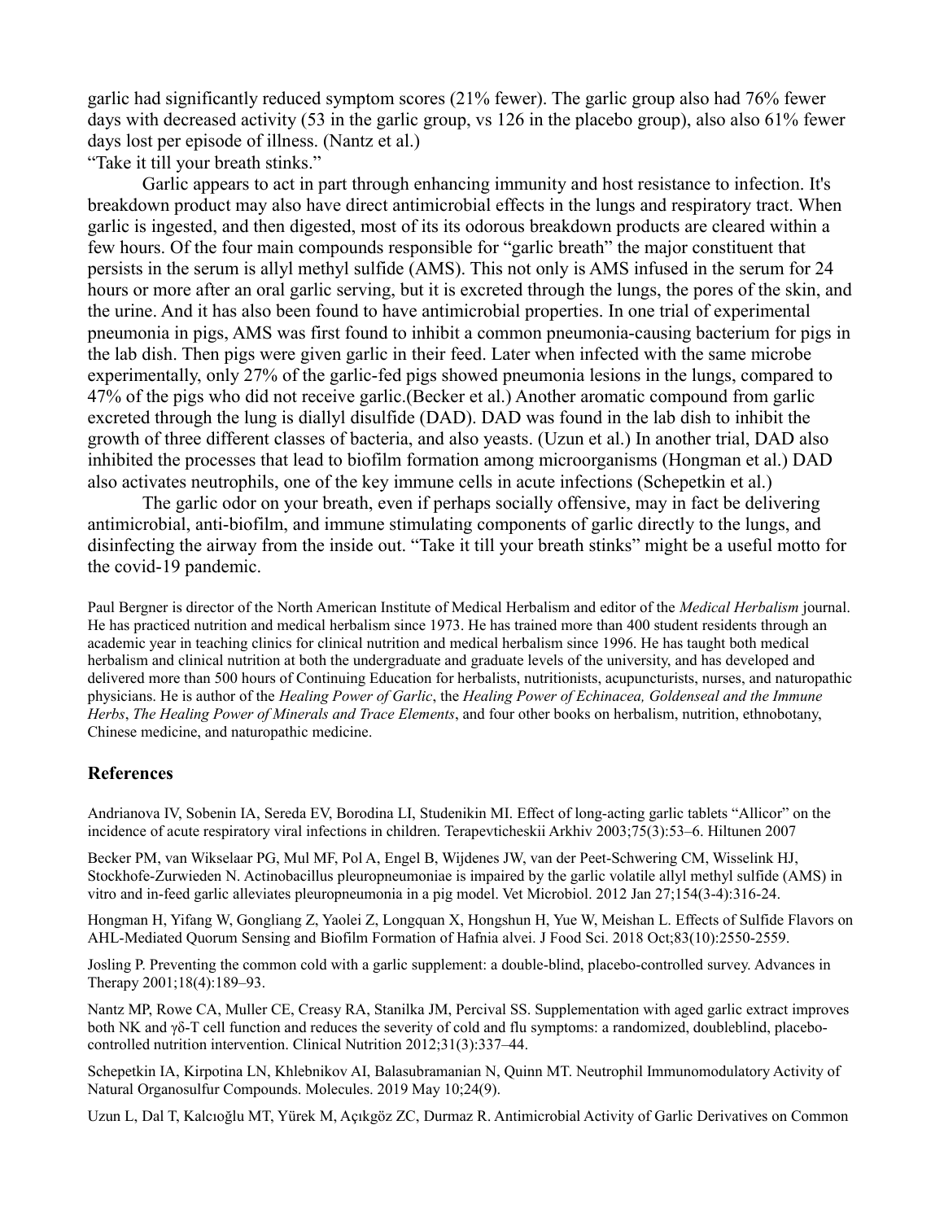garlic had significantly reduced symptom scores (21% fewer). The garlic group also had 76% fewer days with decreased activity (53 in the garlic group, vs 126 in the placebo group), also also 61% fewer days lost per episode of illness. (Nantz et al.)

"Take it till your breath stinks."

Garlic appears to act in part through enhancing immunity and host resistance to infection. It's breakdown product may also have direct antimicrobial effects in the lungs and respiratory tract. When garlic is ingested, and then digested, most of its its odorous breakdown products are cleared within a few hours. Of the four main compounds responsible for "garlic breath" the major constituent that persists in the serum is allyl methyl sulfide (AMS). This not only is AMS infused in the serum for 24 hours or more after an oral garlic serving, but it is excreted through the lungs, the pores of the skin, and the urine. And it has also been found to have antimicrobial properties. In one trial of experimental pneumonia in pigs, AMS was first found to inhibit a common pneumonia-causing bacterium for pigs in the lab dish. Then pigs were given garlic in their feed. Later when infected with the same microbe experimentally, only 27% of the garlic-fed pigs showed pneumonia lesions in the lungs, compared to 47% of the pigs who did not receive garlic.(Becker et al.) Another aromatic compound from garlic excreted through the lung is diallyl disulfide (DAD). DAD was found in the lab dish to inhibit the growth of three different classes of bacteria, and also yeasts. (Uzun et al.) In another trial, DAD also inhibited the processes that lead to biofilm formation among microorganisms (Hongman et al.) DAD also activates neutrophils, one of the key immune cells in acute infections (Schepetkin et al.)

The garlic odor on your breath, even if perhaps socially offensive, may in fact be delivering antimicrobial, anti-biofilm, and immune stimulating components of garlic directly to the lungs, and disinfecting the airway from the inside out. "Take it till your breath stinks" might be a useful motto for the covid-19 pandemic.

Paul Bergner is director of the North American Institute of Medical Herbalism and editor of the *Medical Herbalism* journal. He has practiced nutrition and medical herbalism since 1973. He has trained more than 400 student residents through an academic year in teaching clinics for clinical nutrition and medical herbalism since 1996. He has taught both medical herbalism and clinical nutrition at both the undergraduate and graduate levels of the university, and has developed and delivered more than 500 hours of Continuing Education for herbalists, nutritionists, acupuncturists, nurses, and naturopathic physicians. He is author of the *Healing Power of Garlic*, the *Healing Power of Echinacea, Goldenseal and the Immune Herbs*, *The Healing Power of Minerals and Trace Elements*, and four other books on herbalism, nutrition, ethnobotany, Chinese medicine, and naturopathic medicine.

## References

Andrianova IV, Sobenin IA, Sereda EV, Borodina LI, Studenikin MI. Effect of long-acting garlic tablets "Allicor" on the incidence of acute respiratory viral infections in children. Terapevticheskii Arkhiv 2003;75(3):53–6. Hiltunen 2007

Becker PM, van Wikselaar PG, Mul MF, Pol A, Engel B, Wijdenes JW, van der Peet-Schwering CM, Wisselink HJ, Stockhofe-Zurwieden N. Actinobacillus pleuropneumoniae is impaired by the garlic volatile allyl methyl sulfide (AMS) in vitro and in-feed garlic alleviates pleuropneumonia in a pig model. Vet Microbiol. 2012 Jan 27;154(3-4):316-24.

Hongman H, Yifang W, Gongliang Z, Yaolei Z, Longquan X, Hongshun H, Yue W, Meishan L. Effects of Sulfide Flavors on AHL-Mediated Quorum Sensing and Biofilm Formation of Hafnia alvei. J Food Sci. 2018 Oct;83(10):2550-2559.

Josling P. Preventing the common cold with a garlic supplement: a double-blind, placebo-controlled survey. Advances in Therapy 2001;18(4):189–93.

Nantz MP, Rowe CA, Muller CE, Creasy RA, Stanilka JM, Percival SS. Supplementation with aged garlic extract improves both NK and γδ-T cell function and reduces the severity of cold and flu symptoms: a randomized, doubleblind, placebo-controlled nutrition intervention. Clinical Nutrition 2012;31(3):337–44.

Schepetkin IA, Kirpotina LN, Khlebnikov AI, Balasubramanian N, Quinn MT. Neutrophil Immunomodulatory Activity of Natural Organosulfur Compounds. Molecules. 2019 May 10;24(9).

Uzun L, Dal T, Kalcıoğlu MT, Yürek M, Açıkgöz ZC, Durmaz R. Antimicrobial Activity of Garlic Derivatives on Common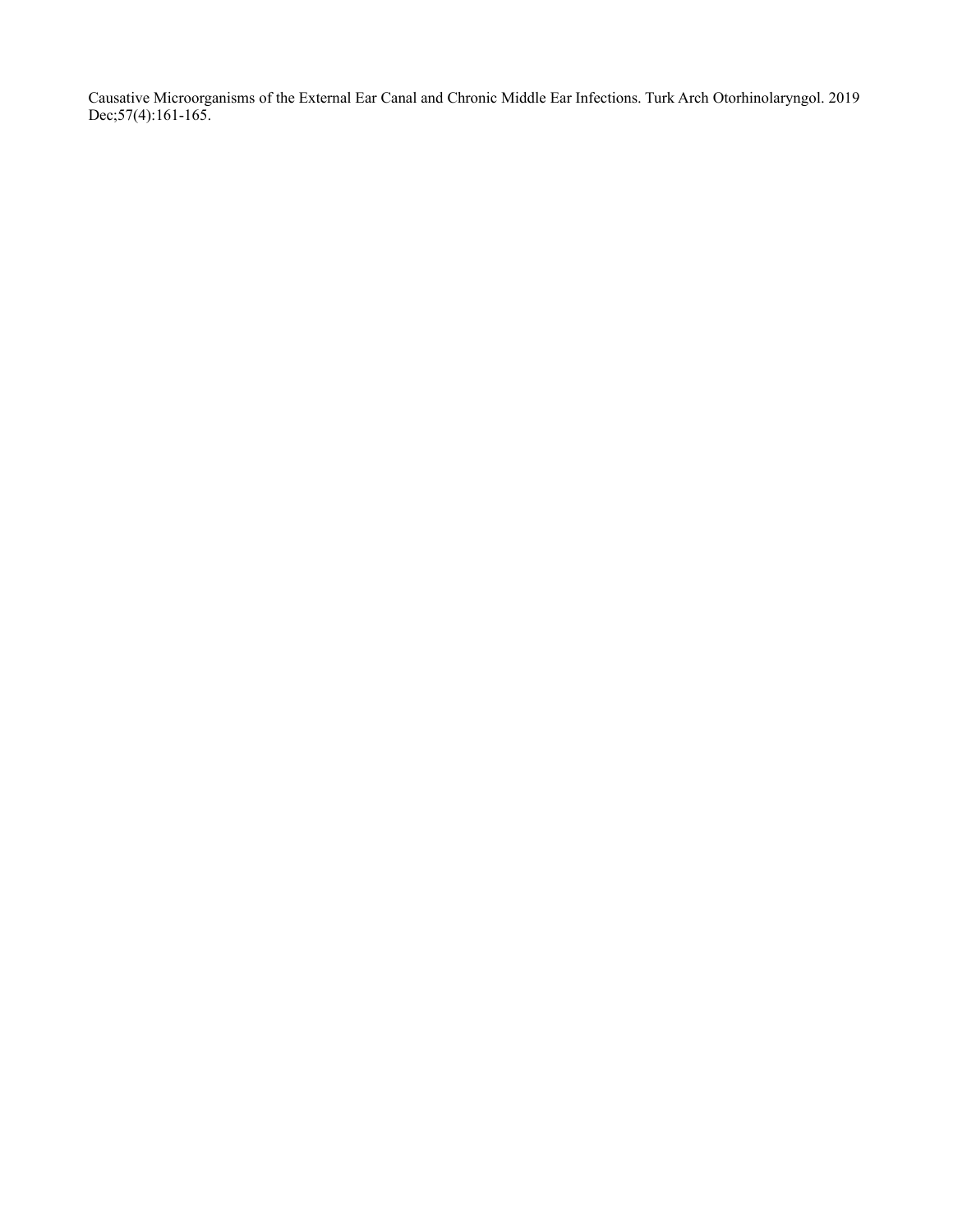Causative Microorganisms of the External Ear Canal and Chronic Middle Ear Infections. Turk Arch Otorhinolaryngol. 2019 Dec;57(4):161-165.